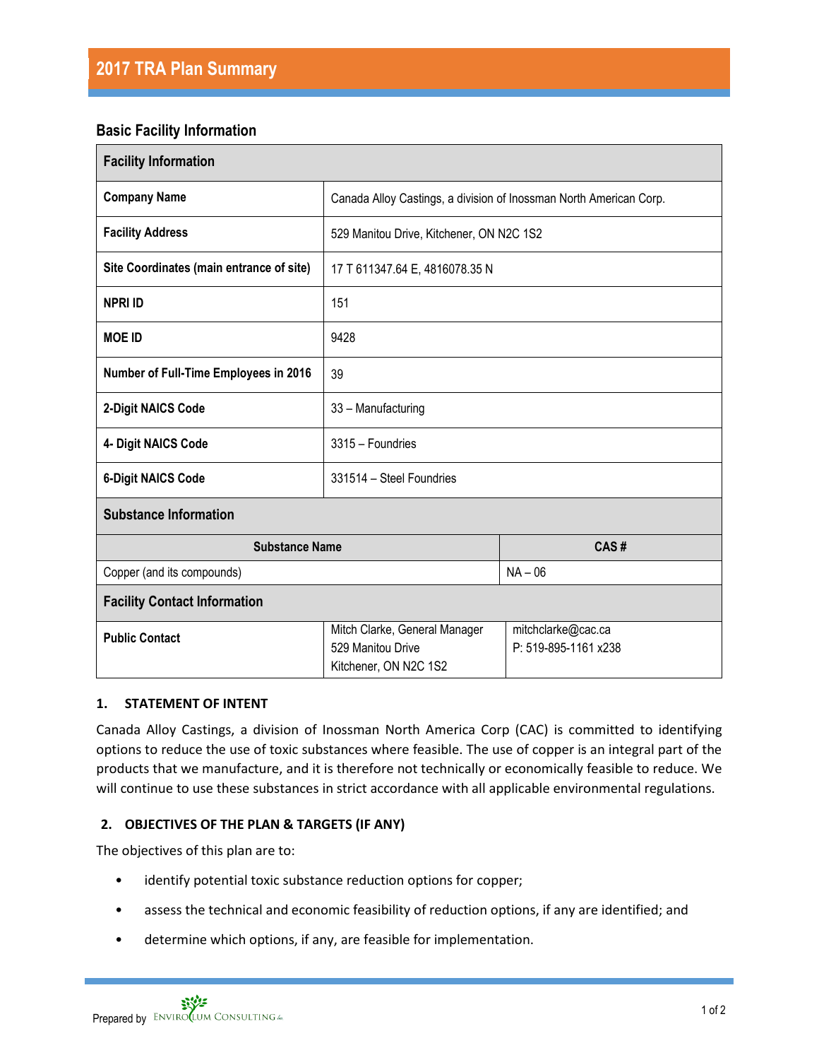# 2017 TRA Plan Summary

## Basic Facility Information

| Facility Information | | |
|---|---|---|
| **Company Name** | Canada Alloy Castings, a division of Inossman North American Corp. | |
| **Facility Address** | 529 Manitou Drive, Kitchener, ON N2C 1S2 | |
| **Site Coordinates (main entrance of site)** | 17 T 611347.64 E, 4816078.35 N | |
| **NPRI ID** | 151 | |
| **MOE ID** | 9428 | |
| **Number of Full-Time Employees in 2016** | 39 | |
| **2-Digit NAICS Code** | 33 – Manufacturing | |
| **4- Digit NAICS Code** | 3315 – Foundries | |
| **6-Digit NAICS Code** | 331514 – Steel Foundries | |
| **Substance Information** | | |
| **Substance Name** | | **CAS #** |
| Copper (and its compounds) | | NA – 06 |
| **Facility Contact Information** | | |
| **Public Contact** | Mitch Clarke, General Manager<br>529 Manitou Drive<br>Kitchener, ON N2C 1S2 | mitchclarke@cac.ca<br>P: 519-895-1161 x238 |

### 1. STATEMENT OF INTENT

Canada Alloy Castings, a division of Inossman North America Corp (CAC) is committed to identifying options to reduce the use of toxic substances where feasible. The use of copper is an integral part of the products that we manufacture, and it is therefore not technically or economically feasible to reduce. We will continue to use these substances in strict accordance with all applicable environmental regulations.

### 2. OBJECTIVES OF THE PLAN & TARGETS (IF ANY)

The objectives of this plan are to:

- identify potential toxic substance reduction options for copper;
- assess the technical and economic feasibility of reduction options, if any are identified; and
- determine which options, if any, are feasible for implementation.

Prepared by ENVIROCLUM CONSULTING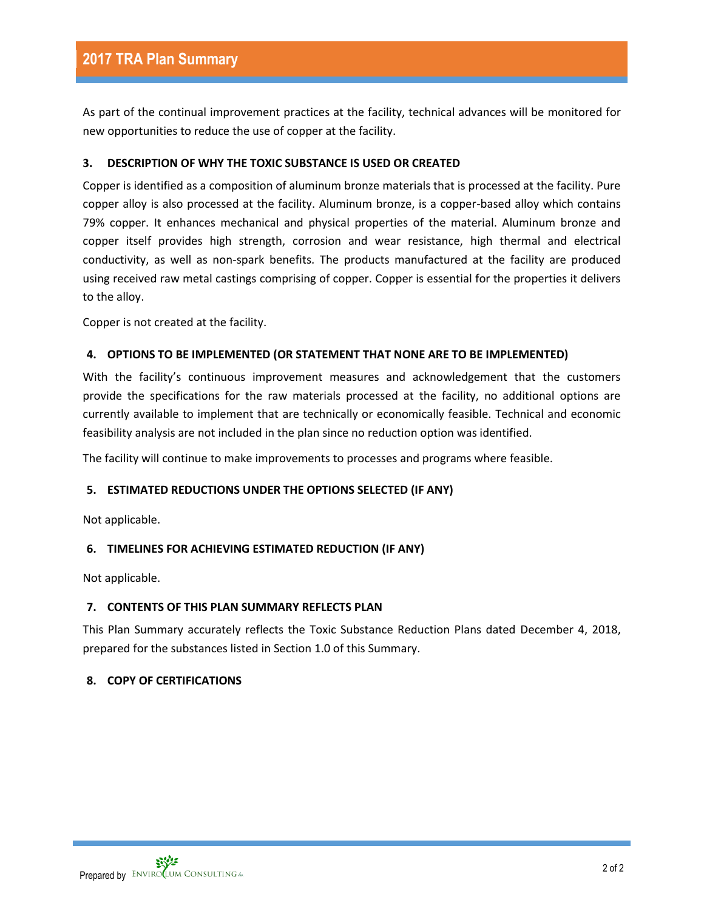As part of the continual improvement practices at the facility, technical advances will be monitored for new opportunities to reduce the use of copper at the facility.

## 3. DESCRIPTION OF WHY THE TOXIC SUBSTANCE IS USED OR CREATED

Copper is identified as a composition of aluminum bronze materials that is processed at the facility. Pure copper alloy is also processed at the facility. Aluminum bronze, is a copper-based alloy which contains 79% copper. It enhances mechanical and physical properties of the material. Aluminum bronze and copper itself provides high strength, corrosion and wear resistance, high thermal and electrical conductivity, as well as non-spark benefits. The products manufactured at the facility are produced using received raw metal castings comprising of copper. Copper is essential for the properties it delivers to the alloy.

Copper is not created at the facility.

## 4. OPTIONS TO BE IMPLEMENTED (OR STATEMENT THAT NONE ARE TO BE IMPLEMENTED)

With the facility's continuous improvement measures and acknowledgement that the customers provide the specifications for the raw materials processed at the facility, no additional options are currently available to implement that are technically or economically feasible. Technical and economic feasibility analysis are not included in the plan since no reduction option was identified.

The facility will continue to make improvements to processes and programs where feasible.

## 5. ESTIMATED REDUCTIONS UNDER THE OPTIONS SELECTED (IF ANY)

Not applicable.

## 6. TIMELINES FOR ACHIEVING ESTIMATED REDUCTION (IF ANY)

Not applicable.

## 7. CONTENTS OF THIS PLAN SUMMARY REFLECTS PLAN

This Plan Summary accurately reflects the Toxic Substance Reduction Plans dated December 4, 2018, prepared for the substances listed in Section 1.0 of this Summary.

## 8. COPY OF CERTIFICATIONS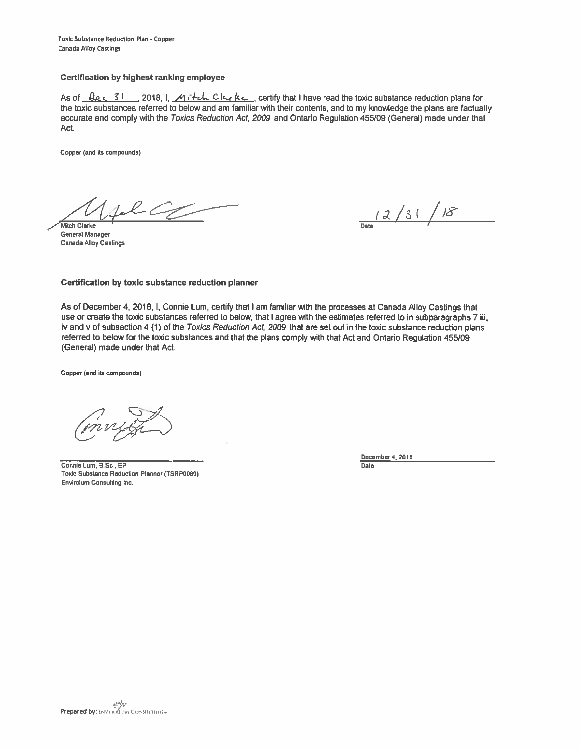**Certification by highest ranking employee**

As of Dec 31, 2018, I, Mitch Clarke, certify that I have read the toxic substance reduction plans for the toxic substances referred to below and am familiar with their contents, and to my knowledge the plans are factually accurate and comply with the *Toxics Reduction Act, 2009* and Ontario Regulation 455/09 (General) made under that Act.

Copper (and its compounds)

Mitch Clarke
General Manager
Canada Alloy Castings

12/31/18
Date

**Certification by toxic substance reduction planner**

As of December 4, 2018, I, Connie Lum, certify that I am familiar with the processes at Canada Alloy Castings that use or create the toxic substances referred to below, that I agree with the estimates referred to in subparagraphs 7 iii, iv and v of subsection 4 (1) of the *Toxics Reduction Act, 2009* that are set out in the toxic substance reduction plans referred to below for the toxic substances and that the plans comply with that Act and Ontario Regulation 455/09 (General) made under that Act.

Copper (and its compounds)

Connie Lum, B.Sc., EP
Toxic Substance Reduction Planner (TSRP0069)
Envirolum Consulting Inc.

December 4, 2018
Date